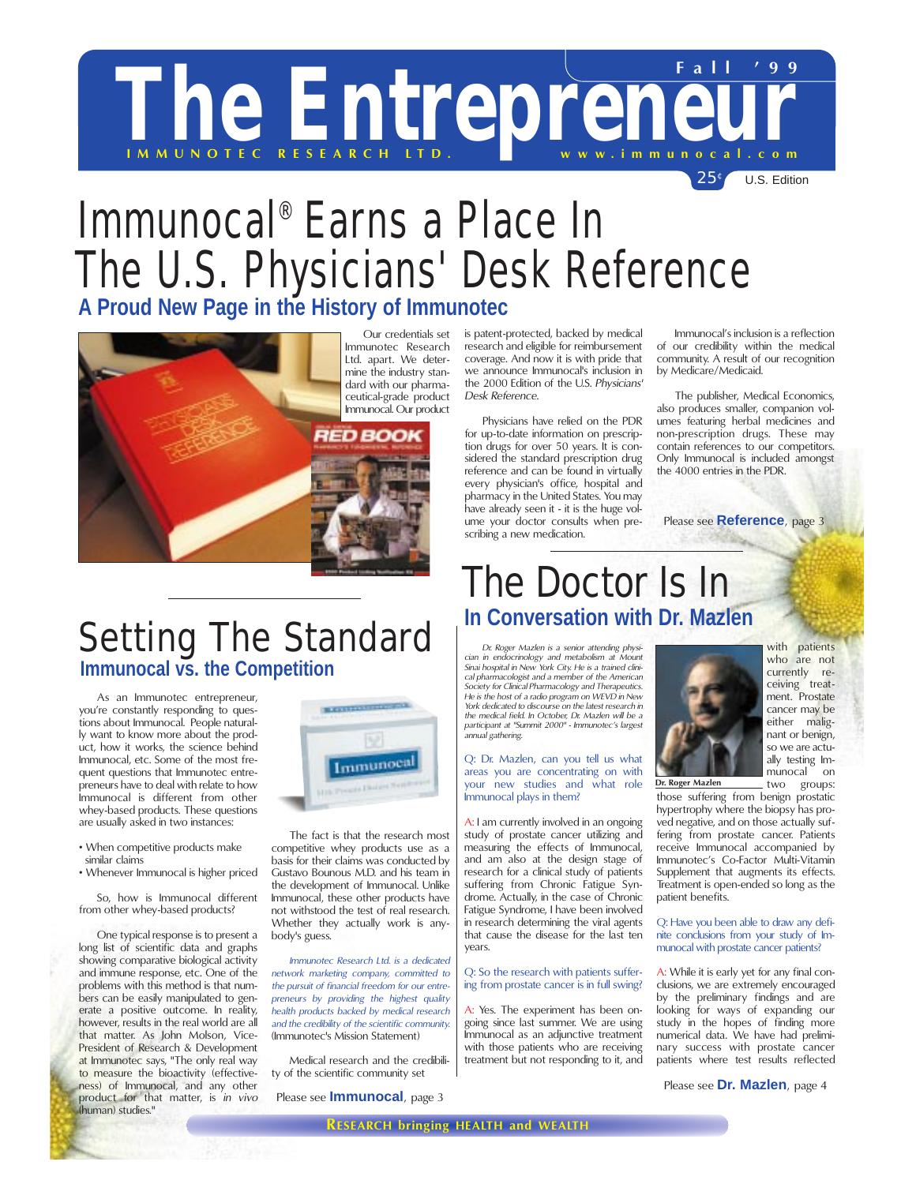# The Entrepreneur

IMMUNOTEC RESEARCH LTD. www.immunocal.com

Fall '99

25¢ U.S. Edition

# Immunocal® Earns a Place In The U.S. Physicians' Desk Reference

## A Proud New Page in the History of Immunotec

Our credentials set Immunotec Research Ltd. apart. We determine the industry standard with our pharmaceutical-grade product Immunocal. Our product is patent-protected, backed by medical research and eligible for reimbursement coverage. And now it is with pride that we announce Immunocal's inclusion in the 2000 Edition of the U.S. *Physicians' Desk Reference.*

Physicians have relied on the PDR for up-to-date information on prescription drugs for over 50 years. It is considered the standard prescription drug reference and can be found in virtually every physician's office, hospital and pharmacy in the United States. You may have already seen it - it is the huge volume your doctor consults when prescribing a new medication.

Immunocal's inclusion is a reflection of our credibility within the medical community. A result of our recognition by Medicare/Medicaid.

The publisher, Medical Economics, also produces smaller, companion volumes featuring herbal medicines and non-prescription drugs. These may contain references to our competitors. Only Immunocal is included amongst the 4000 entries in the PDR.

Please see **Reference**, page 3

# Setting The Standard

## Immunocal vs. the Competition

As an Immunotec entrepreneur, you're constantly responding to questions about Immunocal. People naturally want to know more about the product, how it works, the science behind Immunocal, etc. Some of the most frequent questions that Immunotec entrepreneurs have to deal with relate to how Immunocal is different from other whey-based products. These questions are usually asked in two instances:

- When competitive products make similar claims
- Whenever Immunocal is higher priced

So, how is Immunocal different from other whey-based products?

One typical response is to present a long list of scientific data and graphs showing comparative biological activity and immune response, etc. One of the problems with this method is that numbers can be easily manipulated to generate a positive outcome. In reality, however, results in the real world are all that matter. As John Molson, Vice-President of Research & Development at Immunotec says, "The only real way to measure the bioactivity (effectiveness) of Immunocal, and any other product for that matter, is *in vivo* (human) studies."

The fact is that the research most competitive whey products use as a basis for their claims was conducted by Gustavo Bounous M.D. and his team in the development of Immunocal. Unlike Immunocal, these other products have not withstood the test of real research. Whether they actually work is anybody's guess.

*Immunotec Research Ltd. is a dedicated network marketing company, committed to the pursuit of financial freedom for our entrepreneurs by providing the highest quality health products backed by medical research and the credibility of the scientific community.* (Immunotec's Mission Statement)

Medical research and the credibility of the scientific community set

Please see **Immunocal**, page 3

# The Doctor Is In

## In Conversation with Dr. Mazlen

*Dr. Roger Mazlen is a senior attending physician in endocrinology and metabolism at Mount Sinai hospital in New York City. He is a trained clinical pharmacologist and a member of the American Society for Clinical Pharmacology and Therapeutics. He is the host of a radio program on WEVD in New York dedicated to discourse on the latest research in the medical field. In October, Dr. Mazlen will be a participant at "Summit 2000" - Immunotec's largest annual gathering.*

Q: Dr. Mazlen, can you tell us what areas you are concentrating on with your new studies and what role Immunocal plays in them?

A: I am currently involved in an ongoing study of prostate cancer utilizing and measuring the effects of Immunocal, and am also at the design stage of research for a clinical study of patients suffering from Chronic Fatigue Syndrome. Actually, in the case of Chronic Fatigue Syndrome, I have been involved in research determining the viral agents that cause the disease for the last ten years.

Q: So the research with patients suffering from prostate cancer is in full swing?

A: Yes. The experiment has been ongoing since last summer. We are using Immunocal as an adjunctive treatment with those patients who are receiving treatment but not responding to it, and with patients who are not currently receiving treatment. Prostate cancer may be either malignant or benign, so we are actually testing Immunocal on two groups: those suffering from benign prostatic hypertrophy where the biopsy has proved negative, and on those actually suffering from prostate cancer. Patients receive Immunocal accompanied by Immunotec's Co-Factor Multi-Vitamin Supplement that augments its effects. Treatment is open-ended so long as the patient benefits.

Dr. Roger Mazlen

Q: Have you been able to draw any definite conclusions from your study of Immunocal with prostate cancer patients?

A: While it is early yet for any final conclusions, we are extremely encouraged by the preliminary findings and are looking for ways of expanding our study in the hopes of finding more numerical data. We have had preliminary success with prostate cancer patients where test results reflected

Please see **Dr. Mazlen**, page 4

RESEARCH bringing HEALTH and WEALTH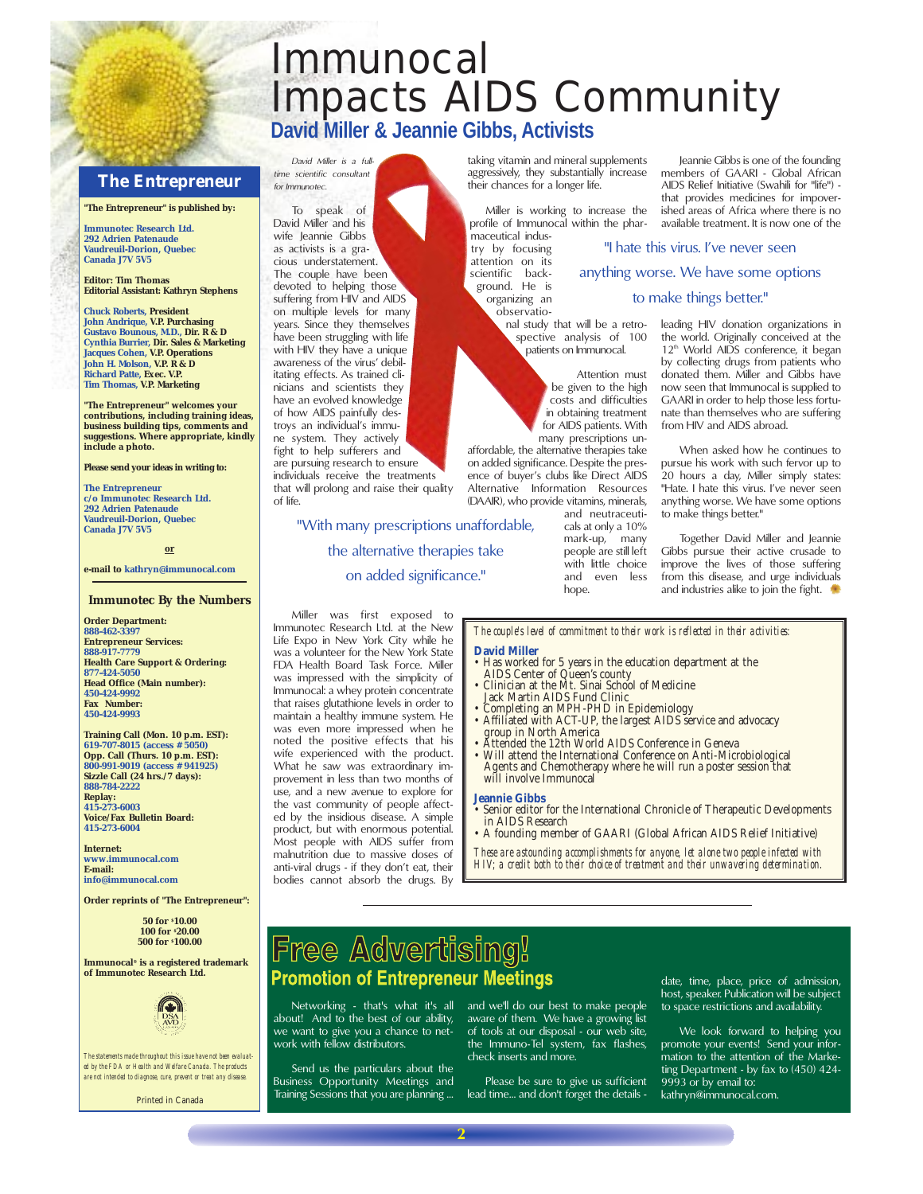# Immunocal Impacts AIDS Community

## David Miller & Jeannie Gibbs, Activists

*David Miller is a full-time scientific consultant for Immunotec.*

To speak of David Miller and his wife Jeannie Gibbs as activists is a gracious understatement. The couple have been devoted to helping those suffering from HIV and AIDS on multiple levels for many years. Since they themselves have been struggling with life with HIV they have a unique awareness of the virus' debilitating effects. As trained clinicians and scientists they have an evolved knowledge of how AIDS painfully destroys an individual's immune system. They actively fight to help sufferers and are pursuing research to ensure individuals receive the treatments that will prolong and raise their quality of life.

> "With many prescriptions unaffordable, the alternative therapies take on added significance."

Miller was first exposed to Immunotec Research Ltd. at the New Life Expo in New York City while he was a volunteer for the New York State FDA Health Board Task Force. Miller was impressed with the simplicity of Immunocal: a whey protein concentrate that raises glutathione levels in order to maintain a healthy immune system. He was even more impressed when he noted the positive effects that his wife experienced with the product. What he saw was extraordinary improvement in less than two months of use, and a new avenue to explore for the vast community of people affected by the insidious disease. A simple product, but with enormous potential. Most people with AIDS suffer from malnutrition due to massive doses of anti-viral drugs - if they don't eat, their bodies cannot absorb the drugs. By taking vitamin and mineral supplements aggressively, they substantially increase their chances for a longer life.

Miller is working to increase the profile of Immunocal within the pharmaceutical industry by focusing attention on its scientific background. He is organizing an observational study that will be a retrospective analysis of 100 patients on Immunocal.

Attention must be given to the high costs and difficulties in obtaining treatment for AIDS patients. With many prescriptions unaffordable, the alternative therapies take on added significance. Despite the presence of buyer's clubs like Direct AIDS Alternative Information Resources (DAAIR), who provide vitamins, minerals, and neutraceuticals at only a 10% mark-up, many people are still left with little choice and even less hope.

Jeannie Gibbs is one of the founding members of GAARI - Global African AIDS Relief Initiative (Swahili for "life") - that provides medicines for impoverished areas of Africa where there is no available treatment. It is now one of the leading HIV donation organizations in the world. Originally conceived at the 12th World AIDS conference, it began by collecting drugs from patients who donated them. Miller and Gibbs have now seen that Immunocal is supplied to GAARI in order to help those less fortunate than themselves who are suffering from HIV and AIDS abroad.

> "I hate this virus. I've never seen anything worse. We have some options to make things better."

When asked how he continues to pursue his work with such fervor up to 20 hours a day, Miller simply states: "Hate. I hate this virus. I've never seen anything worse. We have some options to make things better."

Together David Miller and Jeannie Gibbs pursue their active crusade to improve the lives of those suffering from this disease, and urge individuals and industries alike to join the fight.

*The couple's level of commitment to their work is reflected in their activities:*

**David Miller**

- Has worked for 5 years in the education department at the AIDS Center of Queen's county
- Clinician at the Mt. Sinai School of Medicine Jack Martin AIDS Fund Clinic
- Completing an MPH-PHD in Epidemiology
- Affiliated with ACT-UP, the largest AIDS service and advocacy group in North America
- Attended the 12th World AIDS Conference in Geneva
- Will attend the International Conference on Anti-Microbiological Agents and Chemotherapy where he will run a poster session that will involve Immunocal

**Jeannie Gibbs**

- Senior editor for the International Chronicle of Therapeutic Developments in AIDS Research
- A founding member of GAARI (Global African AIDS Relief Initiative)

*These are astounding accomplishments for anyone, let alone two people infected with HIV; a credit both to their choice of treatment and their unwavering determination.*

# Free Advertising!

## Promotion of Entrepreneur Meetings

Networking - that's what it's all about! And to the best of our ability, we want to give you a chance to network with fellow distributors.

Send us the particulars about the Business Opportunity Meetings and Training Sessions that you are planning ... and we'll do our best to make people aware of them. We have a growing list of tools at our disposal - our web site, the Immuno-Tel system, fax flashes, check inserts and more.

Please be sure to give us sufficient lead time... and don't forget the details - date, time, place, price of admission, host, speaker. Publication will be subject to space restrictions and availability.

We look forward to helping you promote your events! Send your information to the attention of the Marketing Department - by fax to (450) 424-9993 or by email to: kathryn@immunocal.com.

## The Entrepreneur

**"The Entrepreneur" is published by:**

**Immunotec Research Ltd.**
**292 Adrien Patenaude**
**Vaudreuil-Dorion, Quebec**
**Canada J7V 5V5**

**Editor: Tim Thomas**
**Editorial Assistant: Kathryn Stephens**

**Chuck Roberts, President**
**John Andrique, V.P. Purchasing**
**Gustavo Bounous, M.D., Dir. R & D**
**Cynthia Burrier, Dir. Sales & Marketing**
**Jacques Cohen, V.P. Operations**
**John H. Molson, V.P. R & D**
**Richard Patte, Exec. V.P.**
**Tim Thomas, V.P. Marketing**

**"The Entrepreneur" welcomes your contributions, including training ideas, business building tips, comments and suggestions. Where appropriate, kindly include a photo.**

**Please send your ideas in writing to:**

**The Entrepreneur**
**c/o Immunotec Research Ltd.**
**292 Adrien Patenaude**
**Vaudreuil-Dorion, Quebec**
**Canada J7V 5V5**

**or**

**e-mail to kathryn@immunocal.com**

### Immunotec By the Numbers

**Order Department:** 888-462-3397
**Entrepreneur Services:** 888-917-7779
**Health Care Support & Ordering:** 877-424-5050
**Head Office (Main number):** 450-424-9992
**Fax Number:** 450-424-9993

**Training Call (Mon. 10 p.m. EST):** 619-707-8015 (access # 5050)
**Opp. Call (Thurs. 10 p.m. EST):** 800-991-9019 (access # 941925)
**Sizzle Call (24 hrs./7 days):** 888-784-2222
**Replay:** 415-273-6003
**Voice/Fax Bulletin Board:** 415-273-6004

**Internet:** www.immunocal.com
**E-mail:** info@immunocal.com

**Order reprints of "The Entrepreneur":**

**50 for $10.00**
**100 for $20.00**
**500 for $100.00**

**Immunocal® is a registered trademark of Immunotec Research Ltd.**

*The statements made throughout this issue have not been evaluated by the FDA or Health and Welfare Canada. The products are not intended to diagnose, cure, prevent or treat any disease.*

Printed in Canada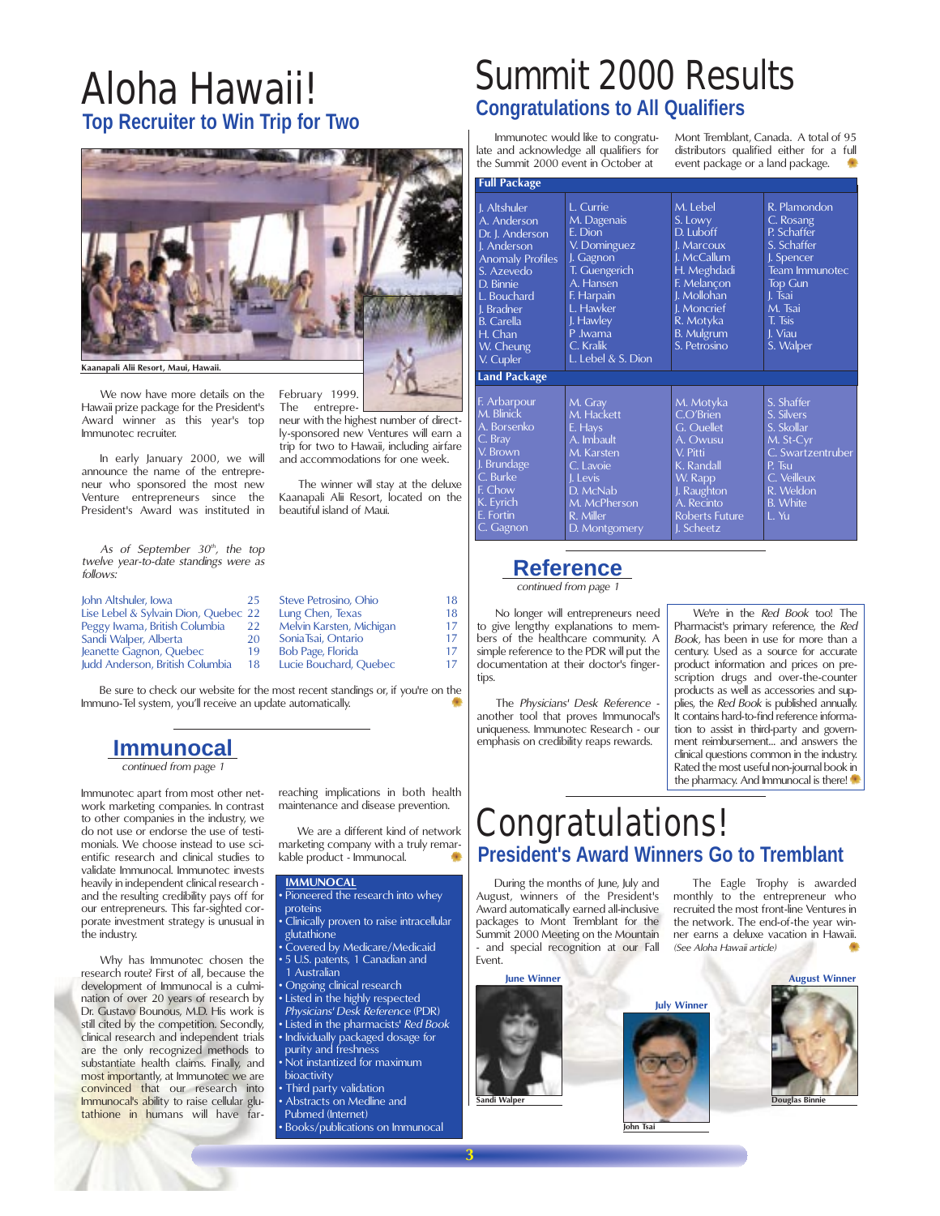# Aloha Hawaii!

## Top Recruiter to Win Trip for Two

Kaanapali Alii Resort, Maui, Hawaii.

We now have more details on the Hawaii prize package for the President's Award winner as this year's top Immunotec recruiter.

In early January 2000, we will announce the name of the entrepreneur who sponsored the most new Venture entrepreneurs since the President's Award was instituted in February 1999. The entrepreneur with the highest number of directly-sponsored new Ventures will earn a trip for two to Hawaii, including airfare and accommodations for one week.

The winner will stay at the deluxe Kaanapali Alii Resort, located on the beautiful island of Maui.

*As of September 30th, the top twelve year-to-date standings were as follows:*

| | | | |
|---|---|---|---|
| John Altshuler, Iowa | 25 | Steve Petrosino, Ohio | 18 |
| Lise Lebel & Sylvain Dion, Quebec | 22 | Lung Chen, Texas | 18 |
| Peggy Iwama, British Columbia | 22 | Melvin Karsten, Michigan | 17 |
| Sandi Walper, Alberta | 20 | Sonia Tsai, Ontario | 17 |
| Jeanette Gagnon, Quebec | 19 | Bob Page, Florida | 17 |
| Judd Anderson, British Columbia | 18 | Lucie Bouchard, Quebec | 17 |

Be sure to check our website for the most recent standings or, if you're on the Immuno-Tel system, you'll receive an update automatically.

## Immunocal

*continued from page 1*

Immunotec apart from most other network marketing companies. In contrast to other companies in the industry, we do not use or endorse the use of testimonials. We choose instead to use scientific research and clinical studies to validate Immunocal. Immunotec invests heavily in independent clinical research - and the resulting credibility pays off for our entrepreneurs. This far-sighted corporate investment strategy is unusual in the industry.

Why has Immunotec chosen the research route? First of all, because the development of Immunocal is a culmination of over 20 years of research by Dr. Gustavo Bounous, M.D. His work is still cited by the competition. Secondly, clinical research and independent trials are the only recognized methods to substantiate health claims. Finally, and most importantly, at Immunotec we are convinced that our research into Immunocal's ability to raise cellular glutathione in humans will have far-reaching implications in both health maintenance and disease prevention.

We are a different kind of network marketing company with a truly remarkable product - Immunocal.

**IMMUNOCAL**

- Pioneered the research into whey proteins
- Clinically proven to raise intracellular glutathione
- Covered by Medicare/Medicaid
- 5 U.S. patents, 1 Canadian and 1 Australian
- Ongoing clinical research
- Listed in the highly respected *Physicians' Desk Reference* (PDR)
- Listed in the pharmacists' *Red Book*
- Individually packaged dosage for purity and freshness
- Not instantized for maximum bioactivity
- Third party validation
- Abstracts on Medline and Pubmed (Internet)
- Books/publications on Immunocal

# Summit 2000 Results

## Congratulations to All Qualifiers

Immunotec would like to congratulate and acknowledge all qualifiers for the Summit 2000 event in October at Mont Tremblant, Canada. A total of 95 distributors qualified either for a full event package or a land package.

**Full Package**

| | | | |
|---|---|---|---|
| J. Altshuler | L. Currie | M. Lebel | R. Plamondon |
| A. Anderson | M. Dagenais | S. Lowy | C. Rosang |
| Dr. J. Anderson | E. Dion | D. Luboff | P. Schaffer |
| J. Anderson | V. Dominguez | J. Marcoux | S. Schaffer |
| Anomaly Profiles | J. Gagnon | J. McCallum | J. Spencer |
| S. Azevedo | T. Guengerich | H. Meghdadi | Team Immunotec |
| D. Binnie | A. Hansen | F. Melançon | Top Gun |
| L. Bouchard | F. Harpain | J. Mollohan | J. Tsai |
| J. Bradner | L. Hawker | J. Moncrief | M. Tsai |
| B. Carella | J. Hawley | R. Motyka | T. Tsis |
| H. Chan | P. Iwama | B. Mulgrum | J. Viau |
| W. Cheung | C. Kralik | S. Petrosino | S. Walper |
| V. Cupler | L. Lebel & S. Dion | | |

**Land Package**

| | | | |
|---|---|---|---|
| F. Arbarpour | M. Gray | M. Motyka | S. Shaffer |
| M. Blinick | M. Hackett | C.O'Brien | S. Silvers |
| A. Borsenko | E. Hays | G. Ouellet | S. Skollar |
| C. Bray | A. Imbault | A. Owusu | M. St-Cyr |
| V. Brown | M. Karsten | V. Pitti | C. Swartzentruber |
| J. Brundage | C. Lavoie | K. Randall | P. Tsu |
| C. Burke | J. Levis | W. Rapp | C. Veilleux |
| F. Chow | D. McNab | J. Raughton | R. Weldon |
| K. Eyrich | M. McPherson | A. Recinto | B. White |
| E. Fortin | R. Miller | Roberts Future | L. Yu |
| C. Gagnon | D. Montgomery | J. Scheetz | |

## Reference

*continued from page 1*

No longer will entrepreneurs need to give lengthy explanations to members of the healthcare community. A simple reference to the PDR will put the documentation at their doctor's fingertips.

The *Physicians' Desk Reference* - another tool that proves Immunocal's uniqueness. Immunotec Research - our emphasis on credibility reaps rewards.

We're in the *Red Book* too! The Pharmacist's primary reference, the *Red Book*, has been in use for more than a century. Used as a source for accurate product information and prices on prescription drugs and over-the-counter products as well as accessories and supplies, the *Red Book* is published annually. It contains hard-to-find reference information to assist in third-party and government reimbursement... and answers the clinical questions common in the industry. Rated the most useful non-journal book in the pharmacy. And Immunocal is there!

# Congratulations!

## President's Award Winners Go to Tremblant

During the months of June, July and August, winners of the President's Award automatically earned all-inclusive packages to Mont Tremblant for the Summit 2000 Meeting on the Mountain - and special recognition at our Fall Event.

The Eagle Trophy is awarded monthly to the entrepreneur who recruited the most front-line Ventures in the network. The end-of-the year winner earns a deluxe vacation in Hawaii. *(See Aloha Hawaii article)*

**June Winner**

Sandi Walper

**July Winner**

John Tsai

**August Winner**

Douglas Binnie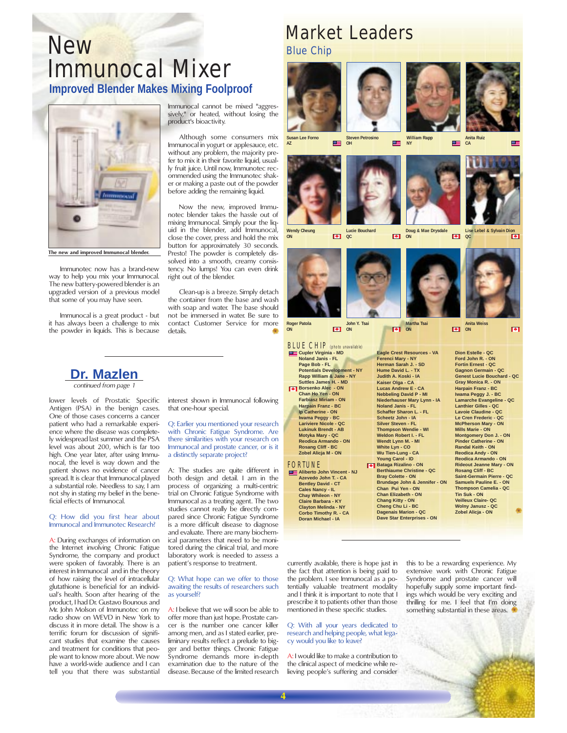# New Immunocal Mixer

## Improved Blender Makes Mixing Foolproof

The new and improved Immunocal blender.

Immunotec now has a brand-new way to help you mix your Immunocal. The new battery-powered blender is an upgraded version of a previous model that some of you may have seen.

Immunocal is a great product - but it has always been a challenge to mix the powder in liquids. This is because Immunocal cannot be mixed "aggressively," or heated, without losing the product's bioactivity.

Although some consumers mix Immunocal in yogurt or applesauce, etc. without any problem, the majority prefer to mix it in their favorite liquid, usually fruit juice. Until now, Immunotec recommended using the Immunotec shaker or making a paste out of the powder before adding the remaining liquid.

Now the new, improved Immunotec blender takes the hassle out of mixing Immunocal. Simply pour the liquid in the blender, add Immunocal, close the cover, press and hold the mix button for approximately 30 seconds. Presto! The powder is completely dissolved into a smooth, creamy consistency. No lumps! You can even drink right out of the blender.

Clean-up is a breeze. Simply detach the container from the base and wash with soap and water. The base should not be immersed in water. Be sure to contact Customer Service for more details.

# Market Leaders

## Blue Chip

Susan Lee Forno – AZ
Steven Petrosino – OH
William Rapp – NY
Anita Ruiz – CA
Wendy Cheung – ON
Lucie Bouchard – QC
Doug & Mae Drysdale – ON
Lise Lebel & Sylvain Dion – QC
Roger Patola – ON
John Y. Tsai – ON
Martha Tsai – ON
Anita Weiss – ON

### BLUE CHIP (photo unavailable)

Cupler Virginia - MD
Noland Janis - FL
Page Bob - FL
Potentials Development - NY
Rapp William & Jane - NY
Suttles James H. - MD
Borsenko Alec - ON
Chan Ho Yen - ON
Farbiasz Miriam - ON
Harpain Franz - BC
Ip Catherine - ON
Iwama Peggy - BC
Lariviere Nicole - QC
Lukinuk Brendt - AB
Motyka Mary - QC
Reodica Armando - ON
Rosang Cliff - BC
Zobel Alicja M - ON

### FORTUNE

Aliberto John Vincent - NJ
Azevedo John T. - CA
Bentley David - CT
Cales Nancy - IL
Chay Whileon - NY
Claire Barbara - KY
Clayton Melinda - NY
Corbo Timothy R. - CA
Doran Michael - IA
Eagle Crest Resources - VA
Ferenci Mary - NY
Herman Sarah J. - SD
Hume David L. - TX
Judith A. Koski - IA
Kaiser Olga - CA
Lucas Andrew E - CA
Nebbeling David P - MI
Niederhauser Mary Lynn - IA
Noland Janis - FL
Schaffer Sharon L. - FL
Scheetz John - IA
Silver Steven - FL
Thompson Wendie - WI
Weldon Robert I. - FL
Wendt Lynn M. - MI
White Lyn - CO
Wu Tien-Lung - CA
Young Carol - ID
Bataga Rizalino - ON
Berthiaume Christine - QC
Bray Colette - ON
Brundage John & Jennifer - ON
Chan Pui Yen - ON
Chan Elizabeth - ON
Chang Kitty - ON
Cheng Chu Li - BC
Dagenais Marion - QC
Dave Star Enterprises - ON
Dion Estelle - QC
Ford John R. - ON
Fortin Ernest - QC
Gagnon Germain - QC
Genest Lucie Bouchard - QC
Gray Monica R. - ON
Harpain Franz - BC
Iwama Peggy J. - BC
Lamarche Evangeline - QC
Lanthier Gilles - QC
Lavoie Claudine - QC
Le Cren Frederic - QC
McPherson Mary - ON
Mills Marie - ON
Montgomery Don J. - ON
Pinder Catherine - ON
Randal Keith - ON
Reodica Andy - ON
Reodica Armando - ON
Rideout Jeanne Mary - ON
Rosang Cliff - BC
Saint-Germain Pierre - QC
Samuels Pauline E. - ON
Thompson Camelia - QC
Tin Suk - ON
Veilleux Claire- QC
Wolny Janusz - QC
Zobel Alicja - ON

# Dr. Mazlen

*continued from page 1*

lower levels of Prostatic Specific Antigen (PSA) in the benign cases. One of those cases concerns a cancer patient who had a remarkable experience where the disease was completely widespread last summer and the PSA level was about 200, which is far too high. One year later, after using Immunocal, the level is way down and the patient shows no evidence of cancer spread. It is clear that Immunocal played a substantial role. Needless to say, I am not shy in stating my belief in the beneficial effects of Immunocal.

Q: How did you first hear about Immunocal and Immunotec Research?

A: During exchanges of information on the Internet involving Chronic Fatigue Syndrome, the company and product were spoken of favorably. There is an interest in Immunocal and in the theory of how raising the level of intracellular glutathione is beneficial for an individual's health. Soon after hearing of the product, I had Dr. Gustavo Bounous and Mr. John Molson of Immunotec on my radio show on WEVD in New York to discuss it in more detail. The show is a terrific forum for discussion of significant studies that examine the causes and treatment for conditions that people want to know more about. We now have a world-wide audience and I can tell you that there was substantial interest shown in Immunocal following that one-hour special.

Q: Earlier you mentioned your research with Chronic Fatigue Syndrome. Are there similarities with your research on Immunocal and prostate cancer, or is it a distinctly separate project?

A: The studies are quite different in both design and detail. I am in the process of organizing a multi-centric trial on Chronic Fatigue Syndrome with Immunocal as a treating agent. The two studies cannot really be directly compared since Chronic Fatigue Syndrome is a more difficult disease to diagnose and evaluate. There are many biochemical parameters that need to be monitored during the clinical trial, and more laboratory work is needed to assess a patient's response to treatment.

Q: What hope can we offer to those awaiting the results of researchers such as yourself?

A: I believe that we will soon be able to offer more than just hope. Prostate cancer is the number one cancer killer among men, and as I stated earlier, preliminary results reflect a prelude to bigger and better things. Chronic Fatigue Syndrome demands more in-depth examination due to the nature of the disease. Because of the limited research currently available, there is hope just in the fact that attention is being paid to the problem. I see Immunocal as a potentially valuable treatment modality and I think it is important to note that I prescribe it to patients other than those mentioned in these specific studies.

Q: With all your years dedicated to research and helping people, what legacy would you like to leave?

A: I would like to make a contribution to the clinical aspect of medicine while relieving people's suffering and consider this to be a rewarding experience. My extensive work with Chronic Fatigue Syndrome and prostate cancer will hopefully supply some important findings which would be very exciting and thrilling for me. I feel that I'm doing something substantial in these areas.